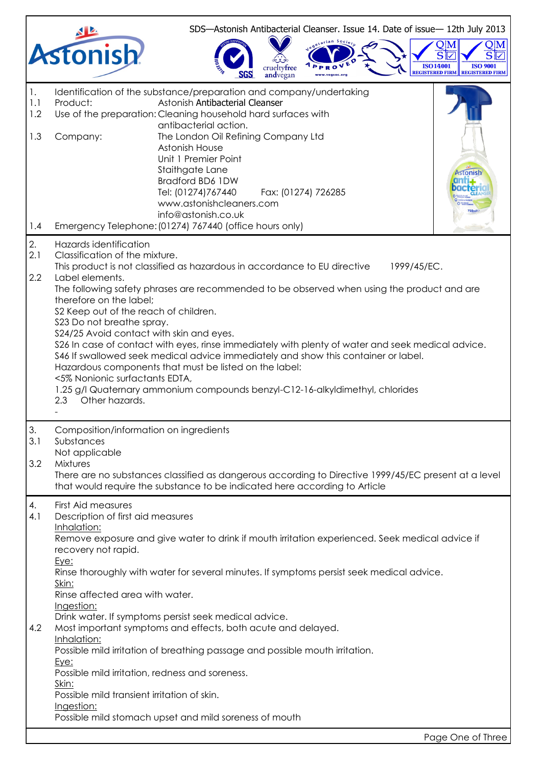SDS—Astonish Antibacterial Cleanser. Issue 14. Date of issue— 12th July 2013

## 1. Identification of the substance/preparation and company/undertaking

1.1 Product: Astonish Antibacterial Cleanser

1.2 Use of the preparation: Cleaning household hard surfaces with antibacterial action.

1.3 Company: The London Oil Refining Company Ltd
Astonish House
Unit 1 Premier Point
Staithgate Lane
Bradford BD6 1DW
Tel: (01274)767440 Fax: (01274) 726285
www.astonishcleaners.com
info@astonish.co.uk

1.4 Emergency Telephone: (01274) 767440 (office hours only)

## 2. Hazards identification

2.1 Classification of the mixture.
This product is not classified as hazardous in accordance to EU directive 1999/45/EC.

2.2 Label elements.
The following safety phrases are recommended to be observed when using the product and are therefore on the label;
S2 Keep out of the reach of children.
S23 Do not breathe spray.
S24/25 Avoid contact with skin and eyes.
S26 In case of contact with eyes, rinse immediately with plenty of water and seek medical advice.
S46 If swallowed seek medical advice immediately and show this container or label.
Hazardous components that must be listed on the label:
<5% Nonionic surfactants EDTA,
1.25 g/l Quaternary ammonium compounds benzyl-C12-16-alkyldimethyl, chlorides

2.3 Other hazards.
-

## 3. Composition/information on ingredients

3.1 Substances
Not applicable

3.2 Mixtures
There are no substances classified as dangerous according to Directive 1999/45/EC present at a level that would require the substance to be indicated here according to Article

## 4. First Aid measures

4.1 Description of first aid measures

Inhalation:
Remove exposure and give water to drink if mouth irritation experienced. Seek medical advice if recovery not rapid.

Eye:
Rinse thoroughly with water for several minutes. If symptoms persist seek medical advice.

Skin:
Rinse affected area with water.

Ingestion:
Drink water. If symptoms persist seek medical advice.

4.2 Most important symptoms and effects, both acute and delayed.

Inhalation:
Possible mild irritation of breathing passage and possible mouth irritation.

Eye:
Possible mild irritation, redness and soreness.

Skin:
Possible mild transient irritation of skin.

Ingestion:
Possible mild stomach upset and mild soreness of mouth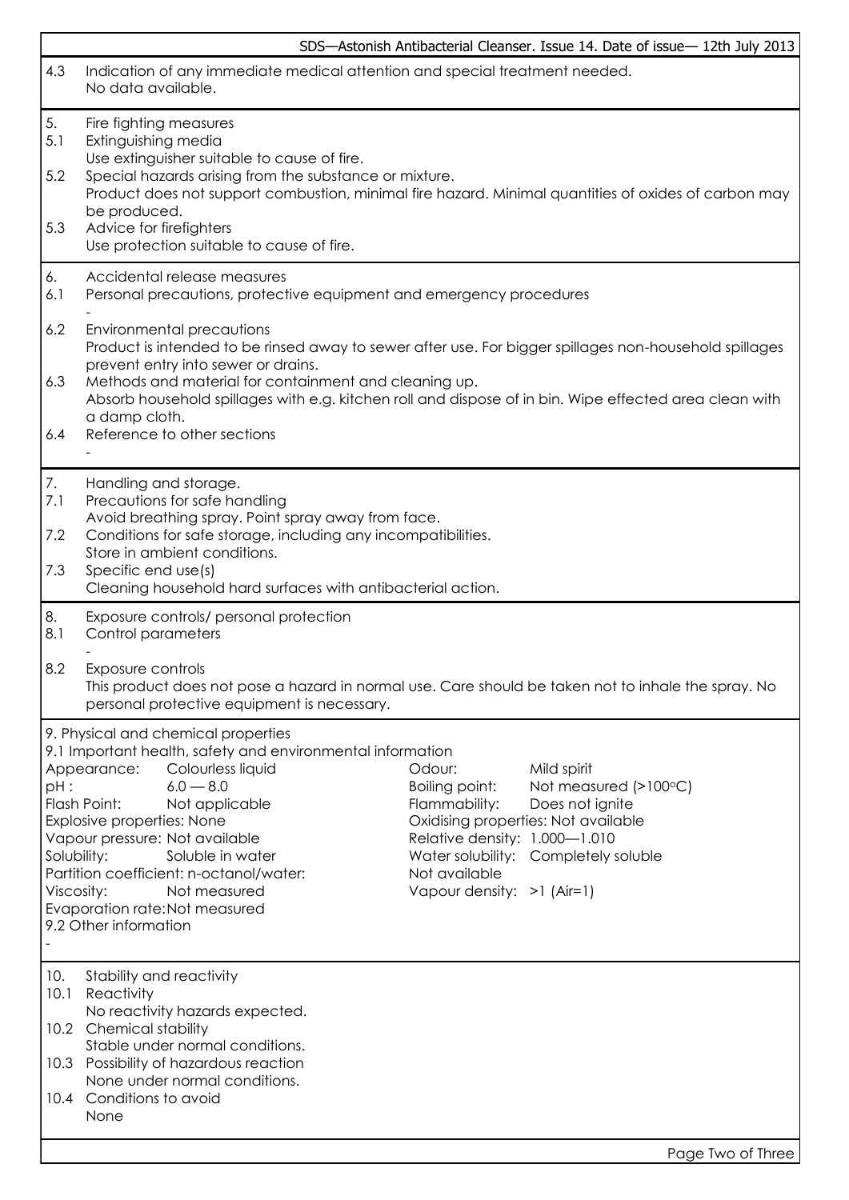4.3 Indication of any immediate medical attention and special treatment needed.
No data available.

## 5. Fire fighting measures

5.1 Extinguishing media
Use extinguisher suitable to cause of fire.

5.2 Special hazards arising from the substance or mixture.
Product does not support combustion, minimal fire hazard. Minimal quantities of oxides of carbon may be produced.

5.3 Advice for firefighters
Use protection suitable to cause of fire.

## 6. Accidental release measures

6.1 Personal precautions, protective equipment and emergency procedures
-

6.2 Environmental precautions
Product is intended to be rinsed away to sewer after use. For bigger spillages non-household spillages prevent entry into sewer or drains.

6.3 Methods and material for containment and cleaning up.
Absorb household spillages with e.g. kitchen roll and dispose of in bin. Wipe effected area clean with a damp cloth.

6.4 Reference to other sections
-

## 7. Handling and storage.

7.1 Precautions for safe handling
Avoid breathing spray. Point spray away from face.

7.2 Conditions for safe storage, including any incompatibilities.
Store in ambient conditions.

7.3 Specific end use(s)
Cleaning household hard surfaces with antibacterial action.

## 8. Exposure controls/ personal protection

8.1 Control parameters
-

8.2 Exposure controls
This product does not pose a hazard in normal use. Care should be taken not to inhale the spray. No personal protective equipment is necessary.

## 9. Physical and chemical properties

9.1 Important health, safety and environmental information

Appearance: Colourless liquid
pH : 6.0 — 8.0
Flash Point: Not applicable
Explosive properties: None
Vapour pressure: Not available
Solubility: Soluble in water
Partition coefficient: n-octanol/water: Not available
Viscosity: Not measured
Evaporation rate: Not measured
Odour: Mild spirit
Boiling point: Not measured (>100°C)
Flammability: Does not ignite
Oxidising properties: Not available
Relative density: 1.000—1.010
Water solubility: Completely soluble
Vapour density: >1 (Air=1)

9.2 Other information
-

## 10. Stability and reactivity

10.1 Reactivity
No reactivity hazards expected.

10.2 Chemical stability
Stable under normal conditions.

10.3 Possibility of hazardous reaction
None under normal conditions.

10.4 Conditions to avoid
None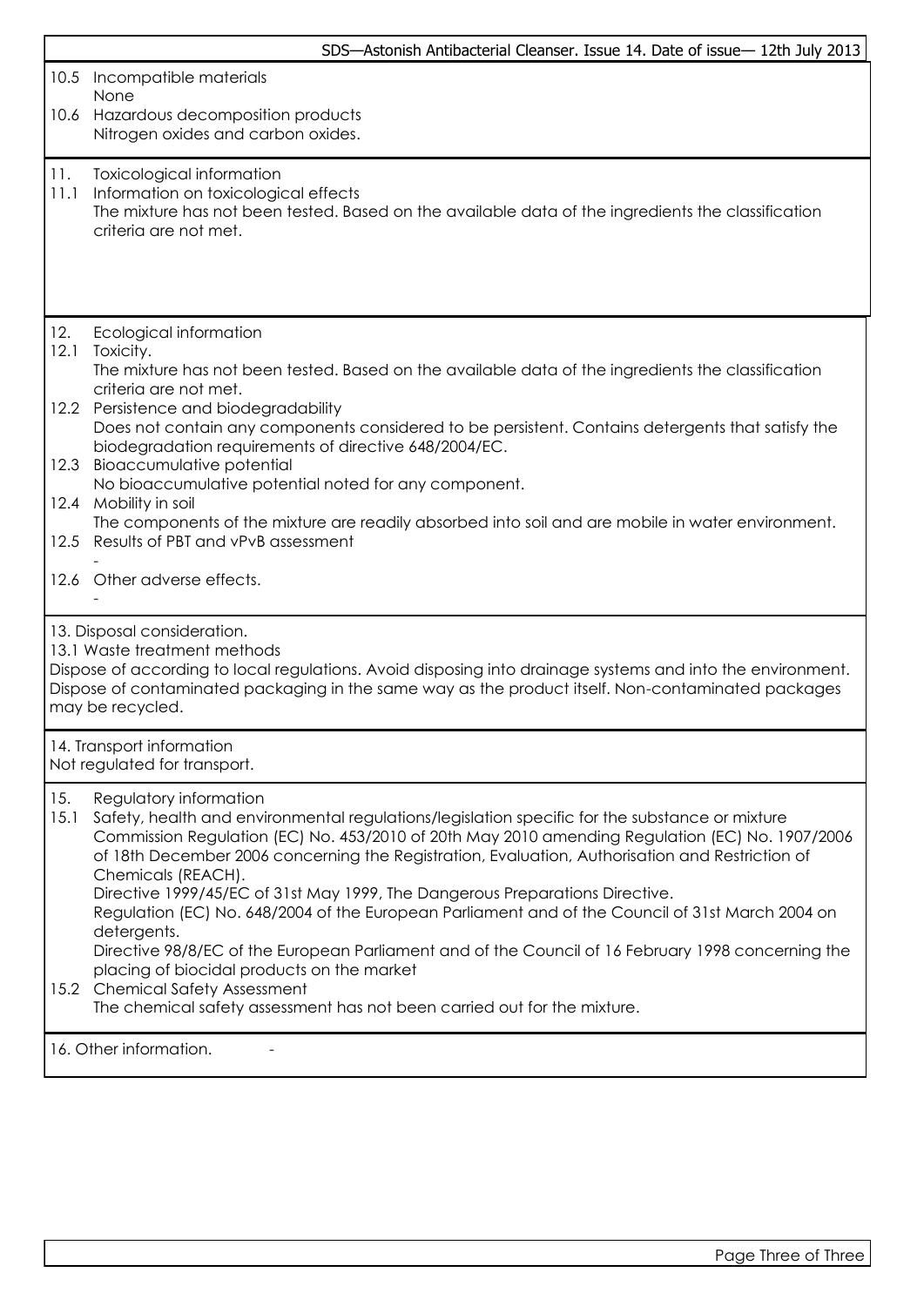10.5 Incompatible materials
None

10.6 Hazardous decomposition products
Nitrogen oxides and carbon oxides.

## 11. Toxicological information

11.1 Information on toxicological effects
The mixture has not been tested. Based on the available data of the ingredients the classification criteria are not met.

## 12. Ecological information

12.1 Toxicity.
The mixture has not been tested. Based on the available data of the ingredients the classification criteria are not met.

12.2 Persistence and biodegradability
Does not contain any components considered to be persistent. Contains detergents that satisfy the biodegradation requirements of directive 648/2004/EC.

12.3 Bioaccumulative potential
No bioaccumulative potential noted for any component.

12.4 Mobility in soil
The components of the mixture are readily absorbed into soil and are mobile in water environment.

12.5 Results of PBT and vPvB assessment
-

12.6 Other adverse effects.
-

## 13. Disposal consideration.

13.1 Waste treatment methods
Dispose of according to local regulations. Avoid disposing into drainage systems and into the environment. Dispose of contaminated packaging in the same way as the product itself. Non-contaminated packages may be recycled.

## 14. Transport information

Not regulated for transport.

## 15. Regulatory information

15.1 Safety, health and environmental regulations/legislation specific for the substance or mixture
Commission Regulation (EC) No. 453/2010 of 20th May 2010 amending Regulation (EC) No. 1907/2006 of 18th December 2006 concerning the Registration, Evaluation, Authorisation and Restriction of Chemicals (REACH).
Directive 1999/45/EC of 31st May 1999, The Dangerous Preparations Directive.
Regulation (EC) No. 648/2004 of the European Parliament and of the Council of 31st March 2004 on detergents.
Directive 98/8/EC of the European Parliament and of the Council of 16 February 1998 concerning the placing of biocidal products on the market

15.2 Chemical Safety Assessment
The chemical safety assessment has not been carried out for the mixture.

## 16. Other information.

-